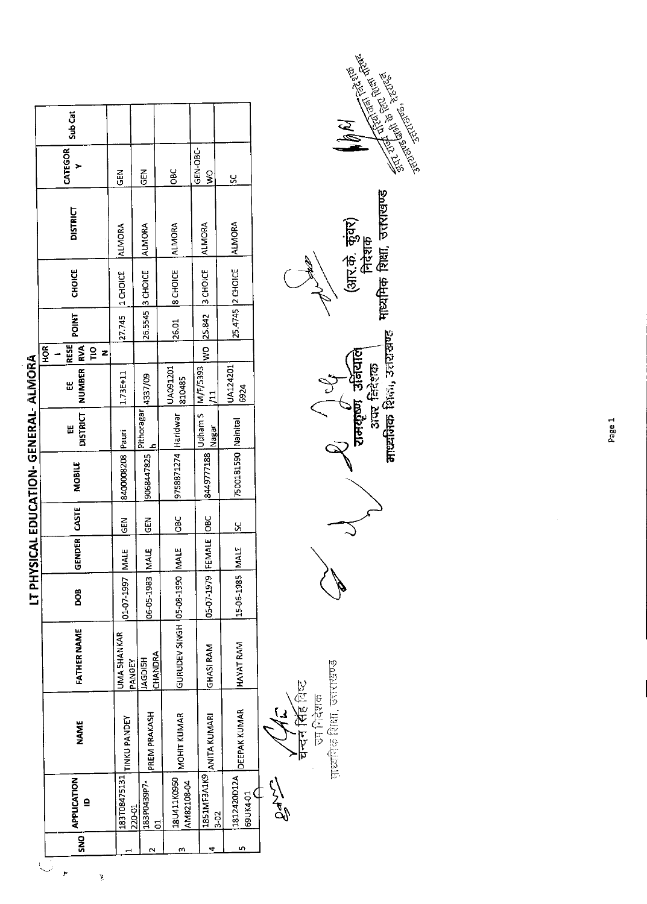# LT PHYSICAL EDUCATION- GENERAL- ALMORA

| SNO | APPLICATION ID | NAME | FATHER NAME | DOB | GENDER | CASTE | MOBILE | EE DISTRICT | EE NUMBER | HOR - RESERVATION | POINT | CHOICE | DISTRICT | CATEGORY | Sub Cat |
|---|---|---|---|---|---|---|---|---|---|---|---|---|---|---|---|
| 1 | 183T08475131 220-01 | TINKU PANDEY | UMA SHANKAR PANDEY | 01-07-1997 | MALE | GEN | 8400008208 | Pauri | 1.73E+11 | | 27.745 | 1 CHOICE | ALMORA | GEN | |
| 2 | 183P0439P7-01 | PREM PRAKASH | JAGDISH CHANDRA | 06-05-1983 | MALE | GEN | 9068447825 | Pithoragarh | 4337/09 | | 26.5545 | 3 CHOICE | ALMORA | GEN | |
| 3 | 18U411K0950 AM82108-04 | MOHIT KUMAR | GURUDEV SINGH | 05-08-1990 | MALE | OBC | 9758871274 | Haridwar | UA091201 810485 | | 26.01 | 8 CHOICE | ALMORA | OBC | |
| 4 | 1851MF3A1K9 3-02 | ANITA KUMARI | GHASI RAM | 05-07-1979 | FEMALE | OBC | 8449777188 | Udham S Nagar | M/F/5393 /11 | WO | 25.842 | 3 CHOICE | ALMORA | GEN-OBC-WO | |
| 5 | 1812420D12A 69UK4-01 | DEEPAK KUMAR | HAYAT RAM | 15-06-1985 | MALE | SC | 7500181590 | Nainital | UA124201 6924 | | 25.4745 | 2 CHOICE | ALMORA | SC | |

चन्दन सिंह बिष्ट
उप निदेशक
माध्यमिक शिक्षा, उत्तराखण्ड

रामकृष्ण उनियाल
अपर निदेशक
माध्यमिक शिक्षा, उत्तराखण्ड

(आर.के. कुंवर)
निदेशक
माध्यमिक शिक्षा, उत्तराखण्ड

अपर राज्य परियोजना निदेशक
उत्तराखण्ड सभी के लिए शिक्षा परिषद
उत्तराखण्ड, देहरादून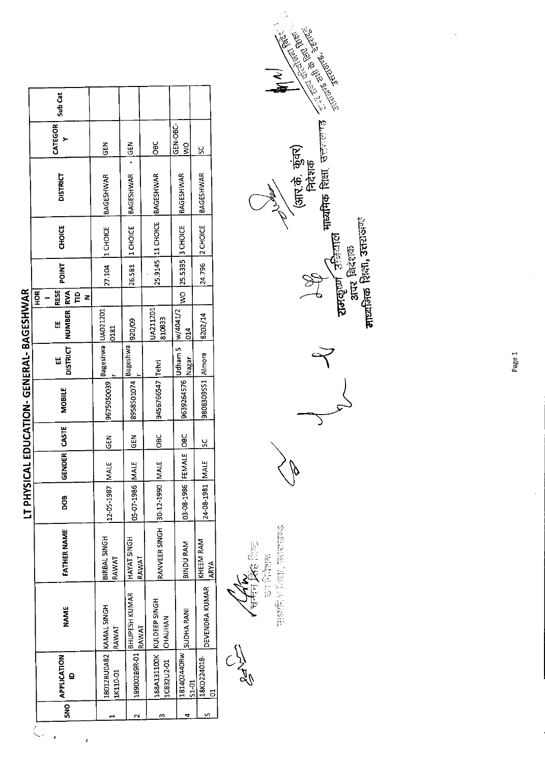# LT PHYSICAL EDUCATION- GENERAL- BAGESHWAR

| SNO | APPLICATION ID | NAME | FATHER NAME | DOB | GENDER | CASTE | MOBILE | EE DISTRICT | EE NUMBER | HOR - RESERVATION | POINT | CHOICE | DISTRICT | CATEGORY | Sub Cat |
|---|---|---|---|---|---|---|---|---|---|---|---|---|---|---|---|
| 1 | 18012RU0A821K110-01 | KAMAL SINGH RAWAT | BIRBAL SINGH RAWAT | 12-05-1987 | MALE | GEN | 9675050039 | Bageshwar | UA0212010181 | | 27.104 | 1 CHOICE | BAGESHWAR | GEN | |
| 2 | 189002B9R-01 | BHUPESH KUMAR RAWAT | HAYAT SINGH RAWAT | 05-07-1986 | MALE | GEN | 8958501074 | Bageshwar | 920/09 | | 26.581 | 1 CHOICE | BAGESHWAR | GEN | |
| 3 | 188A131100K1C832U2-01 | KULDEEP SINGH CHAUHAN | RANVEER SINGH | 30-12-1990 | MALE | OBC | 9456766547 | Tehri | UA211201810833 | | 25.9145 | 11 CHOICE | BAGESHWAR | OBC | |
| 4 | 18140244ORwS1-01 | SUDHA RANI | BINDU RAM | 03-08-1986 | FEMALE | OBC | 9639264576 | Udham S Nagar | W/4041/2014 | WO | 25.5395 | 3 CHOICE | BAGESHWAR | GEN-OBC-WO | |
| 5 | 18KD224018-01 | DEVENDRA KUMAR | KHEEM RAM ARYA | 24-08-1981 | MALE | SC | 9808309551 | Almora | 8202/14 | | 24.796 | 2 CHOICE | BAGESHWAR | SC | |

चन्दन सिंह बिष्ट
उप निदेशक
माध्यमिक शिक्षा, उत्तराखण्ड

रामकृष्ण उनियाल
अपर निदेशक
माध्यमिक शिक्षा, उत्तराखण्ड

(आर.के. कुंवर)
निदेशक
माध्यमिक शिक्षा, उत्तराखण्ड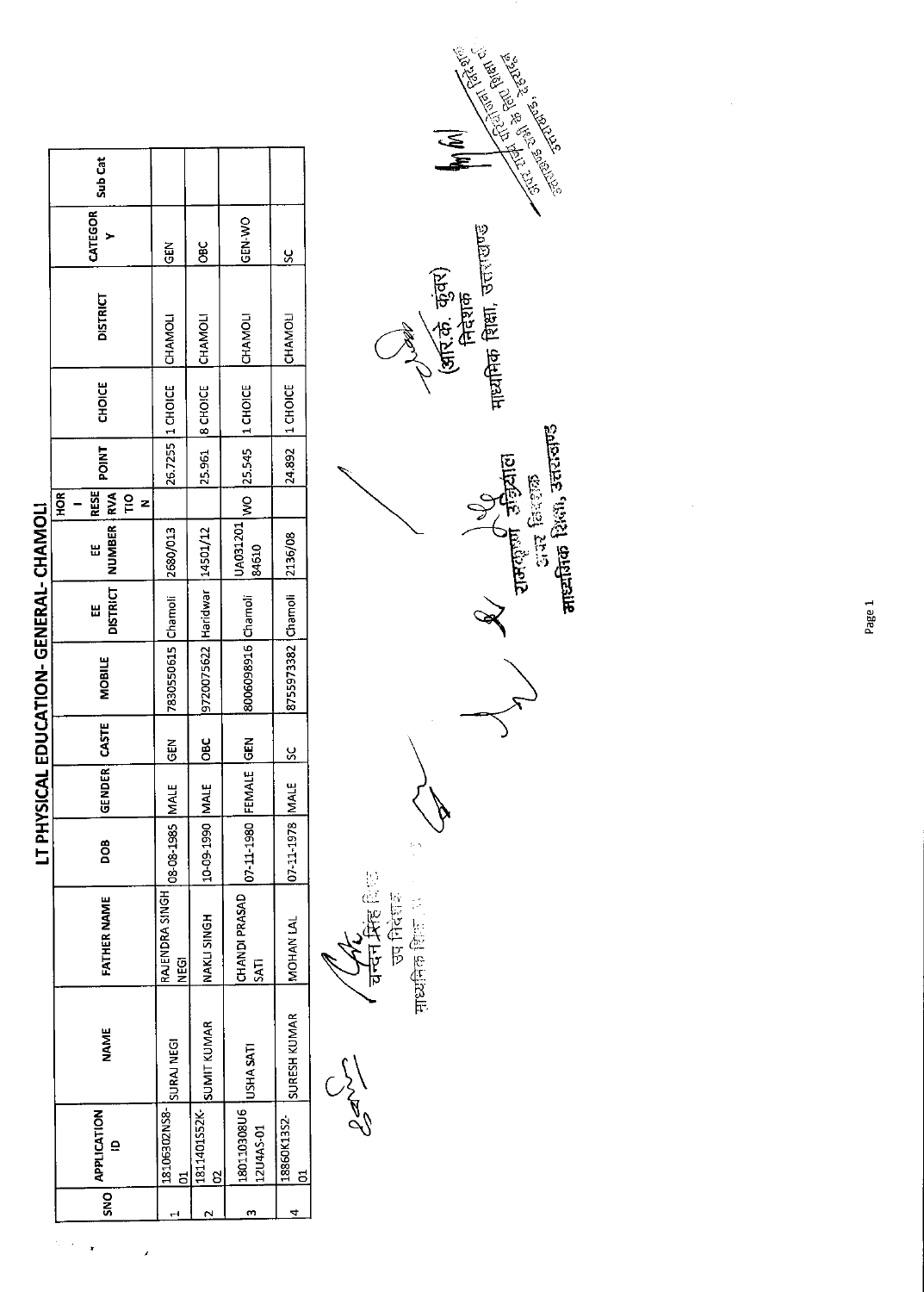# LT PHYSICAL EDUCATION- GENERAL- CHAMOLI

| SNO | APPLICATION ID | NAME | FATHER NAME | DOB | GENDER | CASTE | MOBILE | EE DISTRICT | EE NUMBER | HOR - RESERVATION | POINT | CHOICE | DISTRICT | CATEGORY | Sub Cat |
|---|---|---|---|---|---|---|---|---|---|---|---|---|---|---|---|
| 1 | 18106302NS8-01 | SURAJ NEGI | RAJENDRA SINGH NEGI | 08-08-1985 | MALE | GEN | 7830550615 | Chamoli | 2680/013 | | 26.7255 | 1 CHOICE | CHAMOLI | GEN | |
| 2 | 18114015S2K-02 | SUMIT KUMAR | NAKLI SINGH | 10-09-1990 | MALE | OBC | 9720075622 | Haridwar | 14501/12 | | 25.961 | 8 CHOICE | CHAMOLI | OBC | |
| 3 | 180110308U6 12U4AS-01 | USHA SATI | CHANDI PRASAD SATI | 07-11-1980 | FEMALE | GEN | 8006098916 | Chamoli | UA031201 84610 | WO | 25.545 | 1 CHOICE | CHAMOLI | GEN-WO | |
| 4 | 18860K13S2-01 | SURESH KUMAR | MOHAN LAL | 07-11-1978 | MALE | SC | 8755973382 | Chamoli | 2136/08 | | 24.892 | 1 CHOICE | CHAMOLI | SC | |

चन्दन सिंह बिष्ट
उप निदेशक
माध्यमिक शिक्षा

रामकृष्ण उनियाल
अपर निदेशक
माध्यमिक शिक्षा, उत्तराखण्ड

(आर.के. कुंवर)
निदेशक
माध्यमिक शिक्षा, उत्तराखण्ड

सचिव
उत्तराखण्ड विद्यालयी शिक्षा परिषद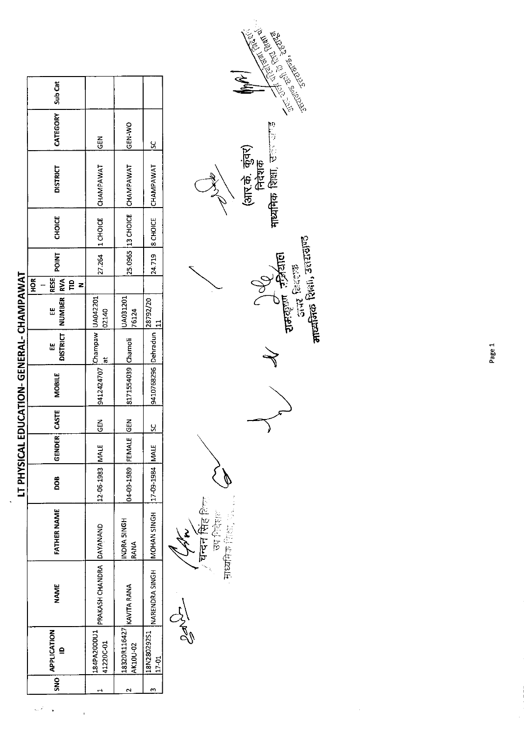# LT PHYSICAL EDUCATION- GENERAL- CHAMPAWAT

| SNO | APPLICATION ID | NAME | FATHER NAME | DOB | GENDER | CASTE | MOBILE | EE DISTRICT | EE NUMBER | HOR - RESERVATION | POINT | CHOICE | DISTRICT | CATEGORY | Sub Cat |
|---|---|---|---|---|---|---|---|---|---|---|---|---|---|---|---|
| 1 | 184PA2000U141220C-01 | PRAKASH CHANDRA | DAYANAND | 12-06-1983 | MALE | GEN | 9412424707 | Champawat | UA04220102140 | | 27.264 | 1 CHOICE | CHAMPAWAT | GEN | |
| 2 | 18320R116427AK10U-02 | KAVITA RANA | INDRA SINGH RANA | 04-09-1989 | FEMALE | GEN | 8171554039 | Chamoli | UA03120176124 | | 25.0965 | 13 CHOICE | CHAMPAWAT | GEN-WO | |
| 3 | 18N2802925117-01 | NARENDRA SINGH | MOHAN SINGH | 17-09-1984 | MALE | SC | 9410768296 | Dehradun | 28792/2011 | | 24.719 | 8 CHOICE | CHAMPAWAT | SC | |

चन्दन सिंह बिष्ट
उप निदेशक
माध्यमिक शिक्षा,

रामकृष्ण उनियाल
अपर निदेशक
माध्यमिक शिक्षा, उत्तराखण्ड

(आर.के. कुंवर)
निदेशक
माध्यमिक शिक्षा, उत्तराखण्ड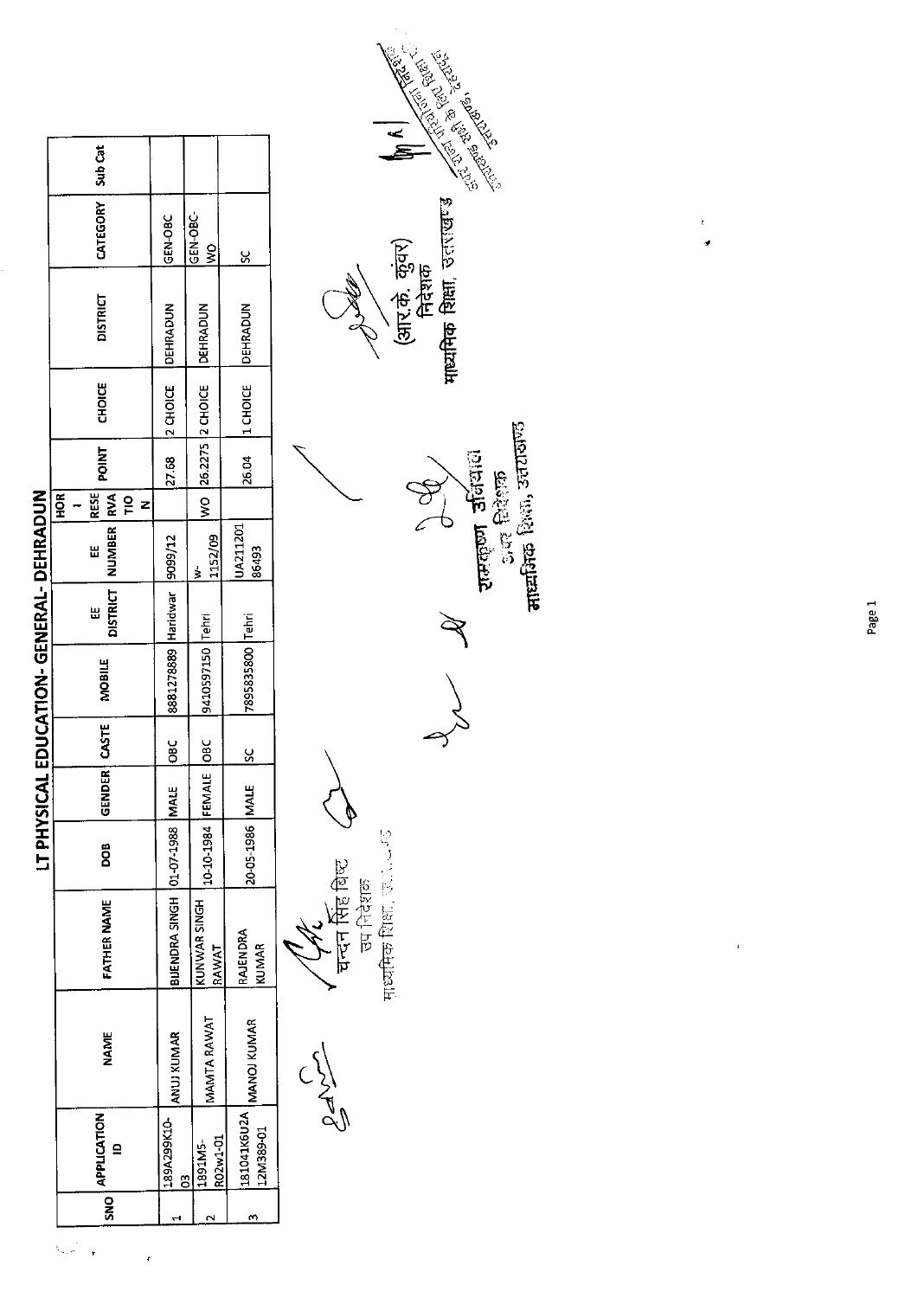# LT PHYSICAL EDUCATION- GENERAL- DEHRADUN

| SNO | APPLICATION ID | NAME | FATHER NAME | DOB | GENDER | CASTE | MOBILE | EE DISTRICT | EE NUMBER | HOR - RESERVATION | POINT | CHOICE | DISTRICT | CATEGORY | Sub Cat |
|---|---|---|---|---|---|---|---|---|---|---|---|---|---|---|---|
| 1 | 189A299K10-03 | ANUJ KUMAR | BIJENDRA SINGH | 01-07-1988 | MALE | OBC | 8881278889 | Haridwar | 9099/12 | | 27.68 | 2 CHOICE | DEHRADUN | GEN-OBC | |
| 2 | 1891M5-R02w1-01 | MAMTA RAWAT | KUNWAR SINGH RAWAT | 10-10-1984 | FEMALE | OBC | 9410597150 | Tehri | W-1152/09 | WO | 26.2275 | 2 CHOICE | DEHRADUN | GEN-OBC-WO | |
| 3 | 181041K6U2A12M389-01 | MANOJ KUMAR | RAJENDRA KUMAR | 20-05-1986 | MALE | SC | 7895835800 | Tehri | UA211201 86493 | | 26.04 | 1 CHOICE | DEHRADUN | SC | |

चन्दन सिंह बिष्ट
उप निदेशक
माध्यमिक शिक्षा, उत्तराखण्ड

राजकृष्ण उनियाल
उप निदेशक
माध्यमिक शिक्षा, उत्तराखण्ड

(आर.के. कुंवर)
निदेशक
माध्यमिक शिक्षा, उत्तराखण्ड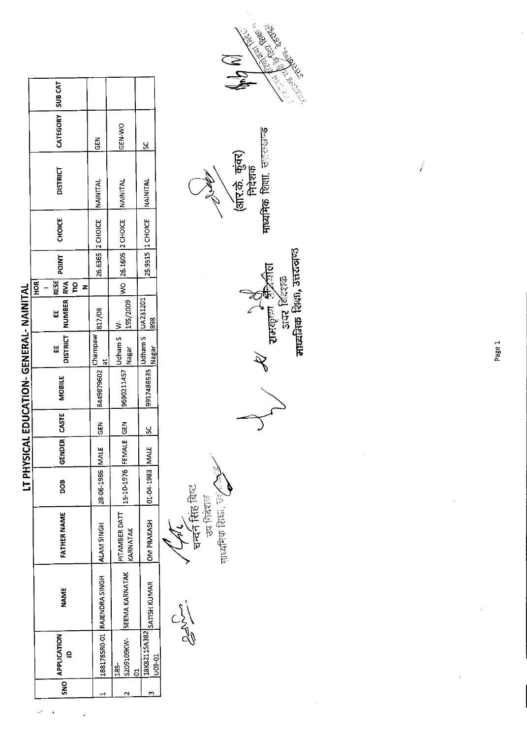# LT PHYSICAL EDUCATION- GENERAL- NAINITAL

| SNO | APPLICATION ID | NAME | FATHER NAME | DOB | GENDER | CASTE | MOBILE | EE DISTRICT | EE NUMBER | HOR - RESERVATION | POINT | CHOICE | DISTRICT | CATEGORY | SUB CAT |
|---|---|---|---|---|---|---|---|---|---|---|---|---|---|---|---|
| 1 | 18817SR0-01 | RAJENDRA SINGH | ALAM SINGH | 28-06-1986 | MALE | GEN | 8449879602 | Champawat | 817/08 | | 26.6365 | 2 CHOICE | NAINITAL | GEN | |
| 2 | 185-S209109KW-01 | SEEMA KARNATAK | PITAMBER DATT KARNATAK | 15-10-1976 | FEMALE | GEN | 9690211457 | Udham S Nagar | W-195/2009 | WO | 26.1605 | 2 CHOICE | NAINITAL | GEN-WO | |
| 3 | 18K8211SA382U09-01 | SATISH KUMAR | OM PRAKASH | 01-04-1983 | MALE | SC | 9917486535 | Udham S Nagar | UA231201898 | | 25.9515 | 1 CHOICE | NAINITAL | SC | |

चन्दन सिंह बिष्ट
उप निदेशक
माध्यमिक शिक्षा, उत्तराखण्ड

रामकृष्ण उनियाल
अपर निदेशक
माध्यमिक शिक्षा, उत्तराखण्ड

(आर.के. कुंवर)
निदेशक
माध्यमिक शिक्षा, उत्तराखण्ड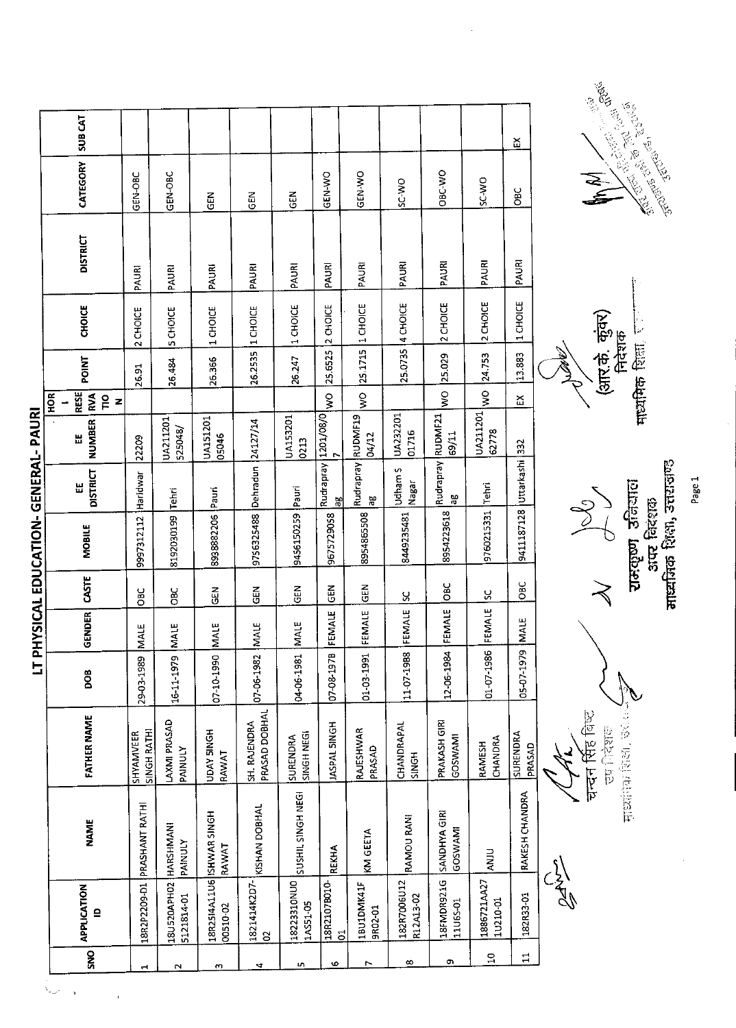# LT PHYSICAL EDUCATION- GENERAL- PAURI

| SNO | APPLICATION ID | NAME | FATHER NAME | DOB | GENDER | CASTE | MOBILE | EE DISTRICT | EE NUMBER | HOR I RESERVATION | POINT | CHOICE | DISTRICT | CATEGORY | SUB CAT |
|---|---|---|---|---|---|---|---|---|---|---|---|---|---|---|---|
| 1 | 18R2P2209-01 | PRASHANT RATHI | SHYAMVEER SINGH RATHI | 29-03-1989 | MALE | OBC | 9997312112 | Haridwar | 22209 | | 26.91 | 2 CHOICE | PAURI | GEN-OBC | |
| 2 | 18U520APH02 5121814-01 | HARSHMANI PAINULY | LAXMI PRASAD PAINULY | 16-11-1979 | MALE | OBC | 8192030199 | Tehri | UA211201 525048/ | | 26.484 | 5 CHOICE | PAURI | GEN-OBC | |
| 3 | 18R25I4A11U6 00510-02 | ISHWAR SINGH RAWAT | UDAY SINGH RAWAT | 07-10-1990 | MALE | GEN | 8938882206 | Pauri | UA151201 05046 | | 26.366 | 1 CHOICE | PAURI | GEN | |
| 4 | 1821414K2D7-02 | KISHAN DOBHAL | SH. RAJENDRA PRASAD DOBHAL | 07-06-1982 | MALE | GEN | 9756325488 | Dehradun | 24127/14 | | 26.2535 | 1 CHOICE | PAURI | GEN | |
| 5 | 18223310NU0 1AS51-05 | SUSHIL SINGH NEGI | SURENDRA SINGH NEGI | 04-06-1981 | MALE | GEN | 9456150259 | Pauri | UA153201 0213 | | 26.247 | 1 CHOICE | PAURI | GEN | |
| 6 | 18R2107B010-01 | REKHA | JASPAL SINGH | 07-08-1978 | FEMALE | GEN | 9675729058 | Rudrapray ag | 1201/08/0 7 | WO | 25.6525 | 2 CHOICE | PAURI | GEN-WO | |
| 7 | 1BU1DMK41F 9R02-01 | KM GEETA | RAJESHWAR PRASAD | 01-03-1991 | FEMALE | GEN | 8954865508 | Rudrapray ag | RUDMF19 04/12 | WO | 25.1715 | 1 CHOICE | PAURI | GEN-WO | |
| 8 | 182R7006U12 R12A13-02 | RAMOU RANI | CHANDRAPAL SINGH | 11-07-1988 | FEMALE | SC | 8449235481 | Udham S Nagar | UA232201 01716 | | 25.0735 | 4 CHOICE | PAURI | SC-WO | |
| 9 | 18FMDR921G 11U65-01 | SANDHYA GIRI GOSWAMI | PRAKASH GIRI GOSWAMI | 12-06-1984 | FEMALE | OBC | 8954223618 | Rudrapray ag | RUDMF21 69/11 | WO | 25.029 | 2 CHOICE | PAURI | OBC-WO | |
| 10 | 1886721AA27 1U210-01 | ANJU | RAMESH CHANDRA | 01-07-1986 | FEMALE | SC | 9760215331 | Tehri | UA211201 62778 | WO | 24.753 | 2 CHOICE | PAURI | SC-WO | |
| 11 | 182R33-01 | RAKESH CHANDRA | SURENDRA PRASAD | 05-07-1979 | MALE | OBC | 9411187128 | Uttarkashi | 332 | EX | 13.883 | 1 CHOICE | PAURI | OBC | EX |

चन्दन सिंह बिष्ट
उप निदेशक
माध्यमिक शिक्षा, उत्तराखण्ड

राजकृष्ण उनियाल
अपर निदेशक
माध्यमिक शिक्षा, उत्तराखण्ड

(आर.के. कुंवर)
निदेशक
माध्यमिक शिक्षा, उत्तराखण्ड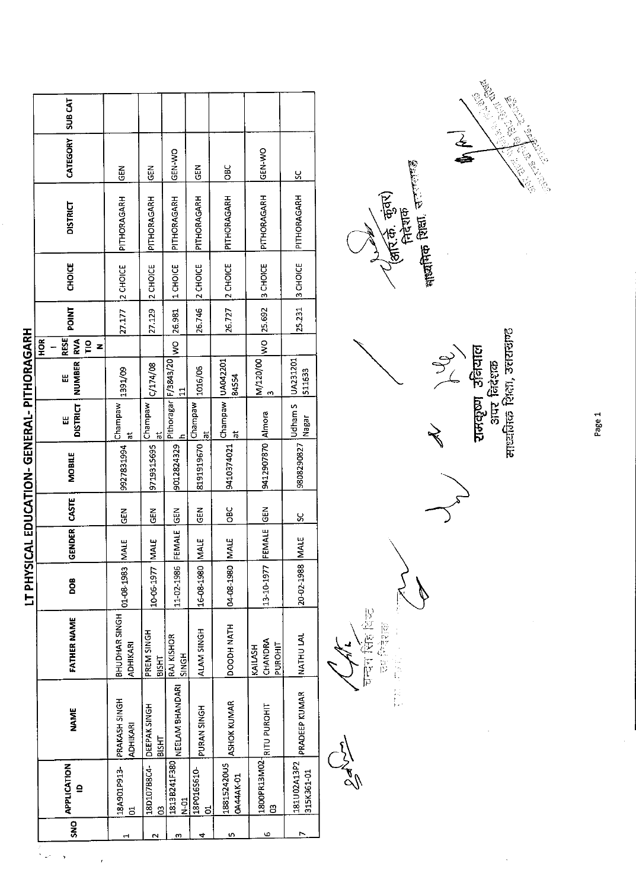# LT PHYSICAL EDUCATION- GENERAL- PITHORAGARH

| SNO | APPLICATION ID | NAME | FATHER NAME | DOB | GENDER | CASTE | MOBILE | EE DISTRICT | EE NUMBER | HOR - RESERVATION | POINT | CHOICE | DISTRICT | CATEGORY | SUB CAT |
|---|---|---|---|---|---|---|---|---|---|---|---|---|---|---|---|
| 1 | 18A901P913-01 | PRAKASH SINGH ADHIKARI | BHUDHAR SINGH ADHIKARI | 01-08-1983 | MALE | GEN | 9927831994 | Champawat | 1391/09 | | 27.177 | 2 CHOICE | PITHORAGARH | GEN | |
| 2 | 18D107B8C4-03 | DEEPAK SINGH BISHT | PREM SINGH BISHT | 10-06-1977 | MALE | GEN | 9719315695 | Champawat | C/174/08 | | 27.129 | 2 CHOICE | PITHORAGARH | GEN | |
| 3 | 1813B241F380N-01 | NEELAM BHANDARI | RAJ KISHOR SINGH | 11-02-1986 | FEMALE | GEN | 9012824329 | Pithoragarh | F/3843/2011 | WO | 26.981 | 1 CHOICE | PITHORAGARH | GEN-WO | |
| 4 | 18P0165610-01 | PURAN SINGH | ALAM SINGH | 16-08-1980 | MALE | GEN | 8191919670 | Champawat | 1016/06 | | 26.746 | 2 CHOICE | PITHORAGARH | GEN | |
| 5 | 18815242OU50A44AK-01 | ASHOK KUMAR | DOODH NATH | 04-08-1980 | MALE | OBC | 9410374021 | Champawat | UA04220184554 | | 26.727 | 2 CHOICE | PITHORAGARH | OBC | |
| 6 | 1800PR13M02-03 | RITU PUROHIT | KAILASH CHANDRA PUROHIT | 13-10-1977 | FEMALE | GEN | 9412907870 | Almora | M/120/003 | WO | 25.692 | 3 CHOICE | PITHORAGARH | GEN-WO | |
| 7 | 181U02A13P2315K361-01 | PRADEEP KUMAR | NATHU LAL | 20-02-1988 | MALE | SC | 9808290827 | Udham S Nagar | UA231201511633 | | 25.231 | 3 CHOICE | PITHORAGARH | SC | |

चन्द्र सिंह बिष्ट
उप निदेशक

रामकृष्ण उनियाल
अपर निदेशक
माध्यमिक शिक्षा, उत्तराखण्ड

(आर.के. कुंवर)
निदेशक
माध्यमिक शिक्षा, उत्तराखण्ड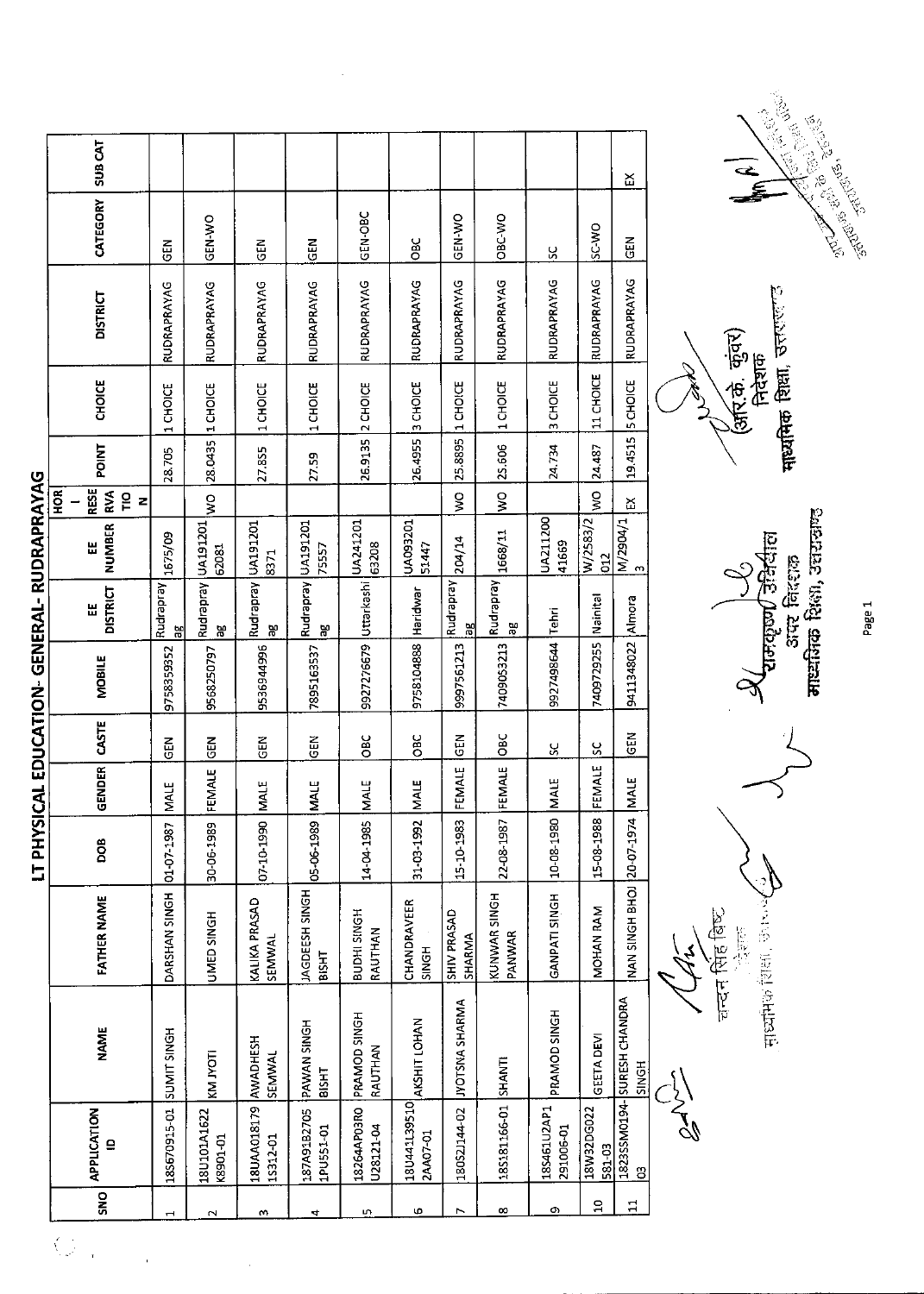# LT PHYSICAL EDUCATION- GENERAL- RUDRAPRAYAG

| SNO | APPLICATION ID | NAME | FATHER NAME | DOB | GENDER | CASTE | MOBILE | EE DISTRICT | EE NUMBER | HOR - RESERVATION | POINT | CHOICE | DISTRICT | CATEGORY | SUB CAT |
|---|---|---|---|---|---|---|---|---|---|---|---|---|---|---|---|
| 1 | 18S670915-01 | SUMIT SINGH | DARSHAN SINGH | 01-07-1987 | MALE | GEN | 9758359352 | Rudraprayag | 1675/09 | | 28.705 | 1 CHOICE | RUDRAPRAYAG | GEN | |
| 2 | 18U101A1622K8901-01 | KM JYOTI | UMED SINGH | 30-06-1989 | FEMALE | GEN | 9568250797 | Rudraprayag | UA19120162081 | WO | 28.0435 | 1 CHOICE | RUDRAPRAYAG | GEN-WO | |
| 3 | 18UAA018179 1S312-01 | AWADHESH SEMWAL | KALIKA PRASAD SEMWAL | 07-10-1990 | MALE | GEN | 9536944996 | Rudraprayag | UA1912018371 | | 27.855 | 1 CHOICE | RUDRAPRAYAG | GEN | |
| 4 | 187A91B2705 1PU551-01 | PAWAN SINGH BISHT | JAGDEESH SINGH BISHT | 05-06-1989 | MALE | GEN | 7895163537 | Rudraprayag | UA19120175557 | | 27.59 | 1 CHOICE | RUDRAPRAYAG | GEN | |
| 5 | 18264AP03RO U28121-04 | PRAMOD SINGH RAUTHAN | BUDHI SINGH RAUTHAN | 14-04-1985 | MALE | OBC | 9927276679 | Uttarkashi | UA24120163208 | | 26.9135 | 2 CHOICE | RUDRAPRAYAG | GEN-OBC | |
| 6 | 18U441L39510 2AA07-01 | AKSHIT LOHAN | CHANDRAVEER SINGH | 31-03-1992 | MALE | OBC | 9758104888 | Haridwar | UA09320151447 | | 26.4955 | 3 CHOICE | RUDRAPRAYAG | OBC | |
| 7 | 180S2J144-02 | JYOTSNA SHARMA | SHIV PRASAD SHARMA | 15-10-1983 | FEMALE | GEN | 9997561213 | Rudraprayag | 204/14 | WO | 25.8895 | 1 CHOICE | RUDRAPRAYAG | GEN-WO | |
| 8 | 18S181166-01 | SHANTI | KUNWAR SINGH PANWAR | 22-08-1987 | FEMALE | OBC | 7409053213 | Rudraprayag | 1668/11 | WO | 25.606 | 1 CHOICE | RUDRAPRAYAG | OBC-WO | |
| 9 | 18S461U2AP1 291006-01 | PRAMOD SINGH | GANPATI SINGH | 10-08-1980 | MALE | SC | 9927498644 | Tehri | UA21120041669 | | 24.734 | 3 CHOICE | RUDRAPRAYAG | SC | |
| 10 | 18W32DG022 581-03 | GEETA DEVI | MOHAN RAM | 15-08-1988 | FEMALE | SC | 7409729255 | Nainital | W/2583/2012 | WO | 24.487 | 11 CHOICE | RUDRAPRAYAG | SC-WO | |
| 11 | 1823SSM0194-03 | SURESH CHANDRA SINGH | NAN SINGH BHOJ | 20-07-1974 | MALE | GEN | 9411348022 | Almora | M/2904/13 | EX | 19.4515 | 5 CHOICE | RUDRAPRAYAG | GEN | EX |

चन्दन सिंह बिष्ट
माध्यमिक शिक्षा, उत्तराखण्ड

राजकृष्ण उनियाल
अपर निदेशक
माध्यमिक शिक्षा, उत्तराखण्ड

(आर.के. कुंवर)
निदेशक
माध्यमिक शिक्षा, उत्तराखण्ड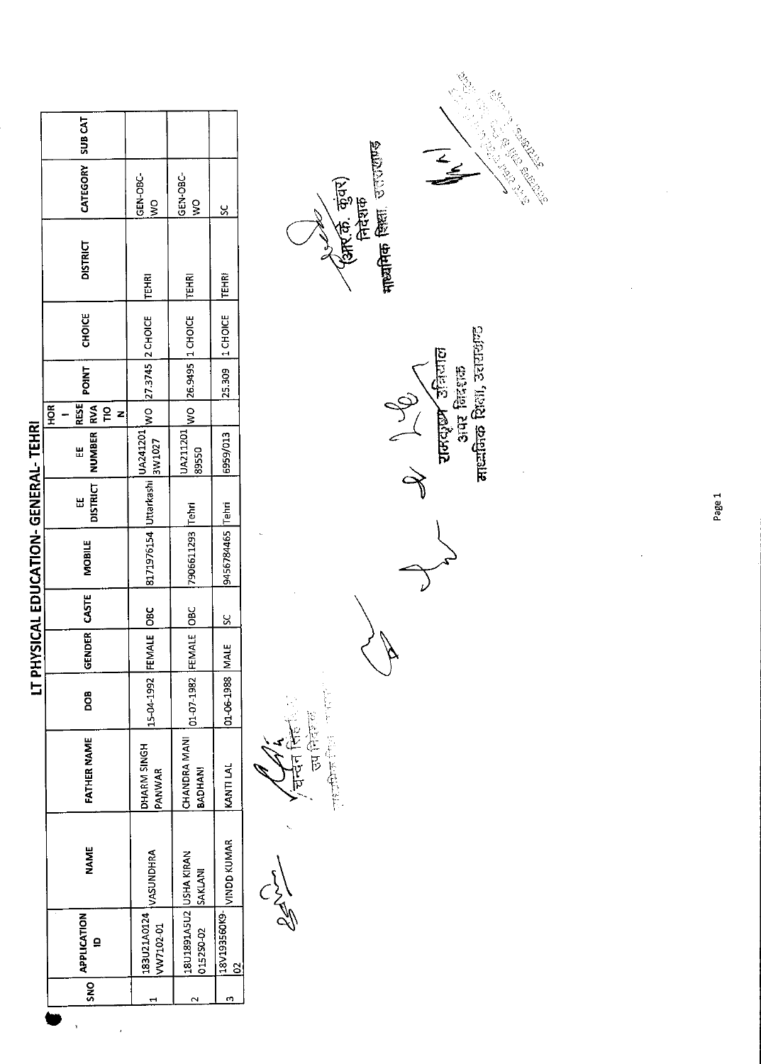# LT PHYSICAL EDUCATION- GENERAL- TEHRI

| SNO | APPLICATION ID | NAME | FATHER NAME | DOB | GENDER | CASTE | MOBILE | EE DISTRICT | EE NUMBER | HOR I RESERVATION | POINT | CHOICE | DISTRICT | CATEGORY | SUB CAT |
|---|---|---|---|---|---|---|---|---|---|---|---|---|---|---|---|
| 1 | 183U21A0124 VW7102-01 | VASUNDHRA | DHARM SINGH PANWAR | 15-04-1992 | FEMALE | OBC | 8171976154 | Uttarkashi | UA241201 3W1027 | WO | 27.3745 | 2 CHOICE | TEHRI | GEN-OBC-WO | |
| 2 | 18U1891A5U2 01525O-02 | USHA KIRAN SAKLANI | CHANDRA MANI BADHANI | 01-07-1982 | FEMALE | OBC | 7906611293 | Tehri | UA211201 89550 | WO | 26.9495 | 1 CHOICE | TEHRI | GEN-OBC-WO | |
| 3 | 18V193560K9-02 | VINOD KUMAR | KANTI LAL | 01-06-1988 | MALE | SC | 9456784465 | Tehri | 6959/013 | | 25.309 | 1 CHOICE | TEHRI | SC | |

चन्दन सिंह
उप निदेशक
माध्यमिक शिक्षा, उत्तराखण्ड

राजकृष्ण उनियाल
अपर निदेशक
माध्यमिक शिक्षा, उत्तराखण्ड

(आर.के. कुंवर)
निदेशक
माध्यमिक शिक्षा, उत्तराखण्ड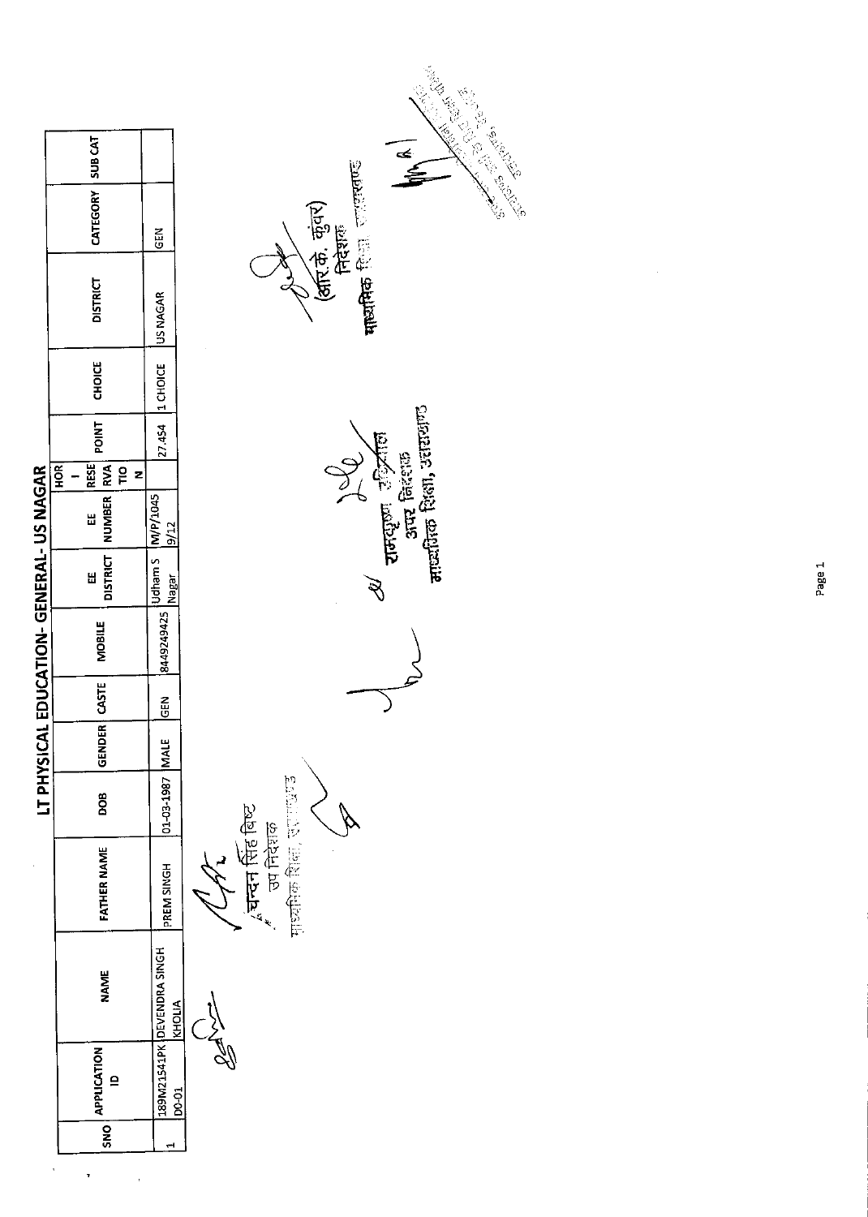# LT PHYSICAL EDUCATION- GENERAL- US NAGAR

| SNO | APPLICATION ID | NAME | FATHER NAME | DOB | GENDER | CASTE | MOBILE | EE DISTRICT | EE NUMBER | HORI RESERVATION | POINT | CHOICE | DISTRICT | CATEGORY | SUB CAT |
|---|---|---|---|---|---|---|---|---|---|---|---|---|---|---|---|
| 1 | 189M21541PKD0-01 | DEVENDRA SINGH KHOLIA | PREM SINGH | 01-03-1987 | MALE | GEN | 8449249425 | Udham S Nagar | M/P/10459/12 | | 27.454 | 1 CHOICE | US NAGAR | GEN | |

(चन्दन सिंह बिष्ट)
उप निदेशक
माध्यमिक शिक्षा, उत्तराखण्ड

राजपूत्र उनियाल
अपर निदेशक
माध्यमिक शिक्षा, उत्तराखण्ड

(आर.के. कुंवर)
निदेशक
माध्यमिक शिक्षा उत्तराखण्ड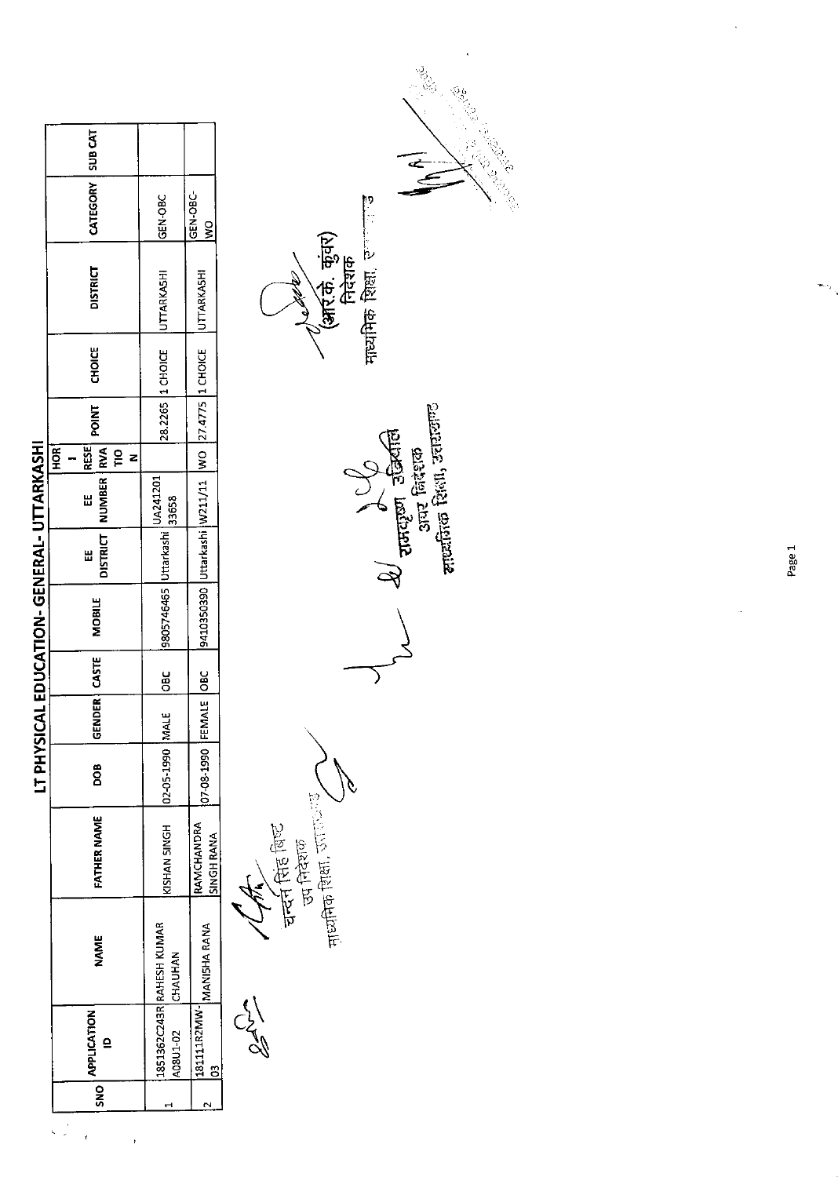# LT PHYSICAL EDUCATION- GENERAL- UTTARKASHI

| SNO | APPLICATION ID | NAME | FATHER NAME | DOB | GENDER | CASTE | MOBILE | EE DISTRICT | EE NUMBER | HOR - RESERVATION | POINT | CHOICE | DISTRICT | CATEGORY | SUB CAT |
|---|---|---|---|---|---|---|---|---|---|---|---|---|---|---|---|
| 1 | 1851362C243RA08U1-02 | RAHESH KUMAR CHAUHAN | KISHAN SINGH | 02-05-1990 | MALE | OBC | 9805746465 | Uttarkashi | UA24120133658 | | 28.2265 | 1 CHOICE | UTTARKASHI | GEN-OBC | |
| 2 | 181111R2MW-03 | MANISHA RANA | RAMCHANDRA SINGH RANA | 07-08-1990 | FEMALE | OBC | 9410350390 | Uttarkashi | W211/11 | WO | 27.4775 | 1 CHOICE | UTTARKASHI | GEN-OBC-WO | |

चन्दन सिंह बिष्ट
उप निदेशक
माध्यमिक शिक्षा, उत्तराखण्ड

रामकृष्ण उनियाल
अपर निदेशक
माध्यमिक शिक्षा, उत्तराखण्ड

(आर.के. कुंवर)
निदेशक
माध्यमिक शिक्षा, उत्तराखण्ड